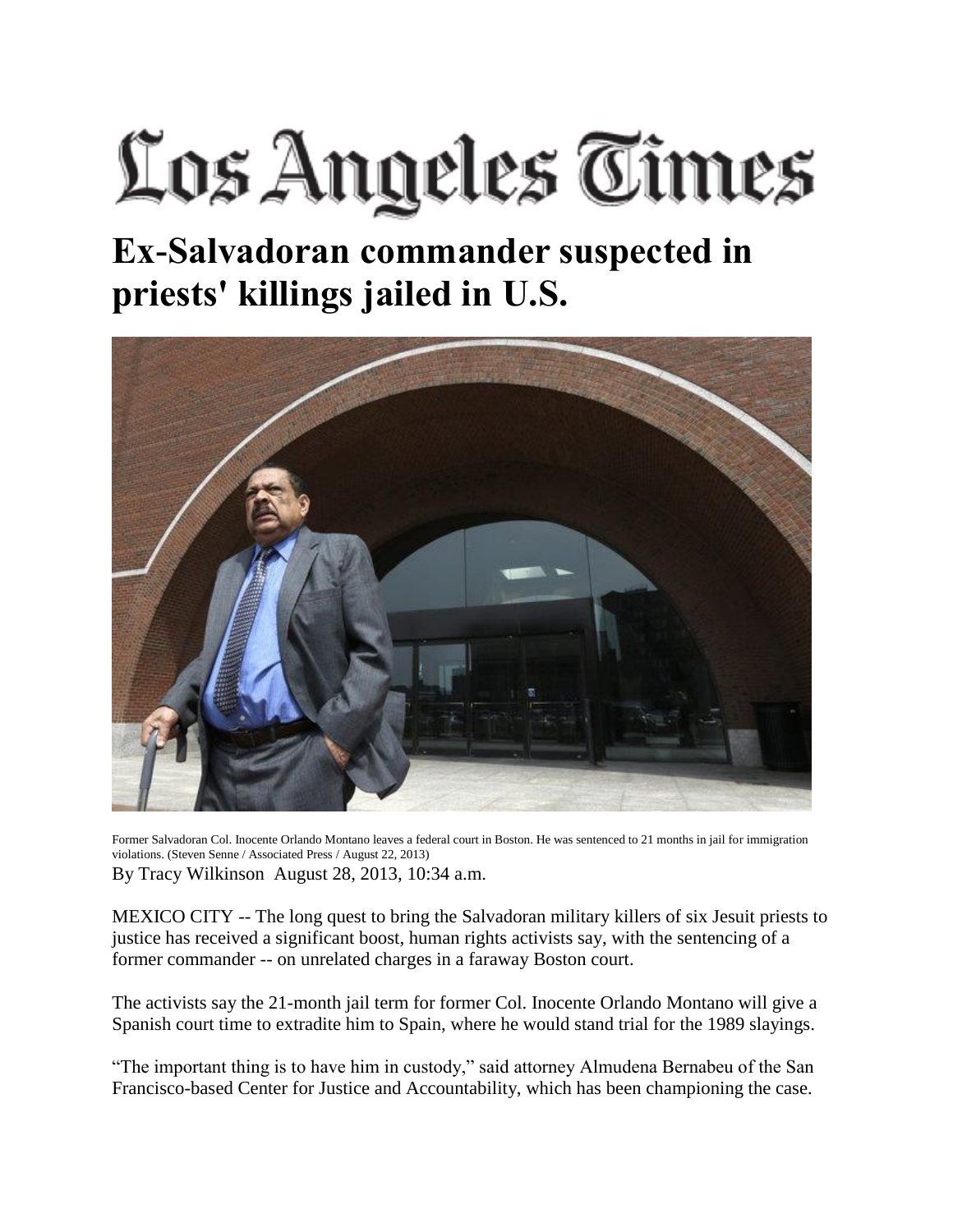# Los Angeles Times

## Ex-Salvadoran commander suspected in priests' killings jailed in U.S.

Former Salvadoran Col. Inocente Orlando Montano leaves a federal court in Boston. He was sentenced to 21 months in jail for immigration violations. (Steven Senne / Associated Press / August 22, 2013)

By Tracy Wilkinson August 28, 2013, 10:34 a.m.

MEXICO CITY -- The long quest to bring the Salvadoran military killers of six Jesuit priests to justice has received a significant boost, human rights activists say, with the sentencing of a former commander -- on unrelated charges in a faraway Boston court.

The activists say the 21-month jail term for former Col. Inocente Orlando Montano will give a Spanish court time to extradite him to Spain, where he would stand trial for the 1989 slayings.

"The important thing is to have him in custody," said attorney Almudena Bernabeu of the San Francisco-based Center for Justice and Accountability, which has been championing the case.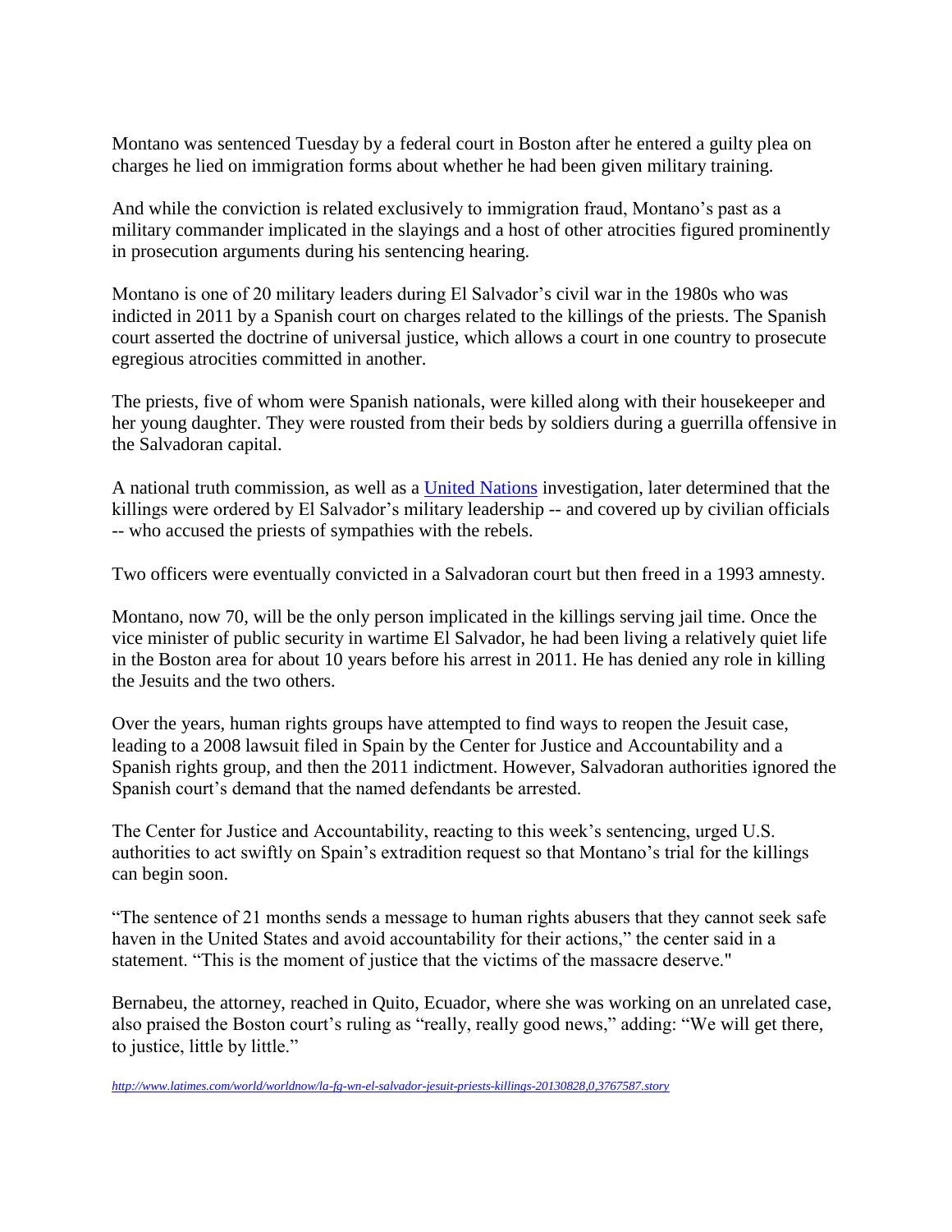Montano was sentenced Tuesday by a federal court in Boston after he entered a guilty plea on charges he lied on immigration forms about whether he had been given military training.

And while the conviction is related exclusively to immigration fraud, Montano's past as a military commander implicated in the slayings and a host of other atrocities figured prominently in prosecution arguments during his sentencing hearing.

Montano is one of 20 military leaders during El Salvador's civil war in the 1980s who was indicted in 2011 by a Spanish court on charges related to the killings of the priests. The Spanish court asserted the doctrine of universal justice, which allows a court in one country to prosecute egregious atrocities committed in another.

The priests, five of whom were Spanish nationals, were killed along with their housekeeper and her young daughter. They were rousted from their beds by soldiers during a guerrilla offensive in the Salvadoran capital.

A national truth commission, as well as a [United Nations](#) investigation, later determined that the killings were ordered by El Salvador's military leadership -- and covered up by civilian officials -- who accused the priests of sympathies with the rebels.

Two officers were eventually convicted in a Salvadoran court but then freed in a 1993 amnesty.

Montano, now 70, will be the only person implicated in the killings serving jail time. Once the vice minister of public security in wartime El Salvador, he had been living a relatively quiet life in the Boston area for about 10 years before his arrest in 2011. He has denied any role in killing the Jesuits and the two others.

Over the years, human rights groups have attempted to find ways to reopen the Jesuit case, leading to a 2008 lawsuit filed in Spain by the Center for Justice and Accountability and a Spanish rights group, and then the 2011 indictment. However, Salvadoran authorities ignored the Spanish court's demand that the named defendants be arrested.

The Center for Justice and Accountability, reacting to this week's sentencing, urged U.S. authorities to act swiftly on Spain's extradition request so that Montano's trial for the killings can begin soon.

"The sentence of 21 months sends a message to human rights abusers that they cannot seek safe haven in the United States and avoid accountability for their actions," the center said in a statement. "This is the moment of justice that the victims of the massacre deserve."

Bernabeu, the attorney, reached in Quito, Ecuador, where she was working on an unrelated case, also praised the Boston court's ruling as "really, really good news," adding: "We will get there, to justice, little by little."

*http://www.latimes.com/world/worldnow/la-fg-wn-el-salvador-jesuit-priests-killings-20130828,0,3767587.story*